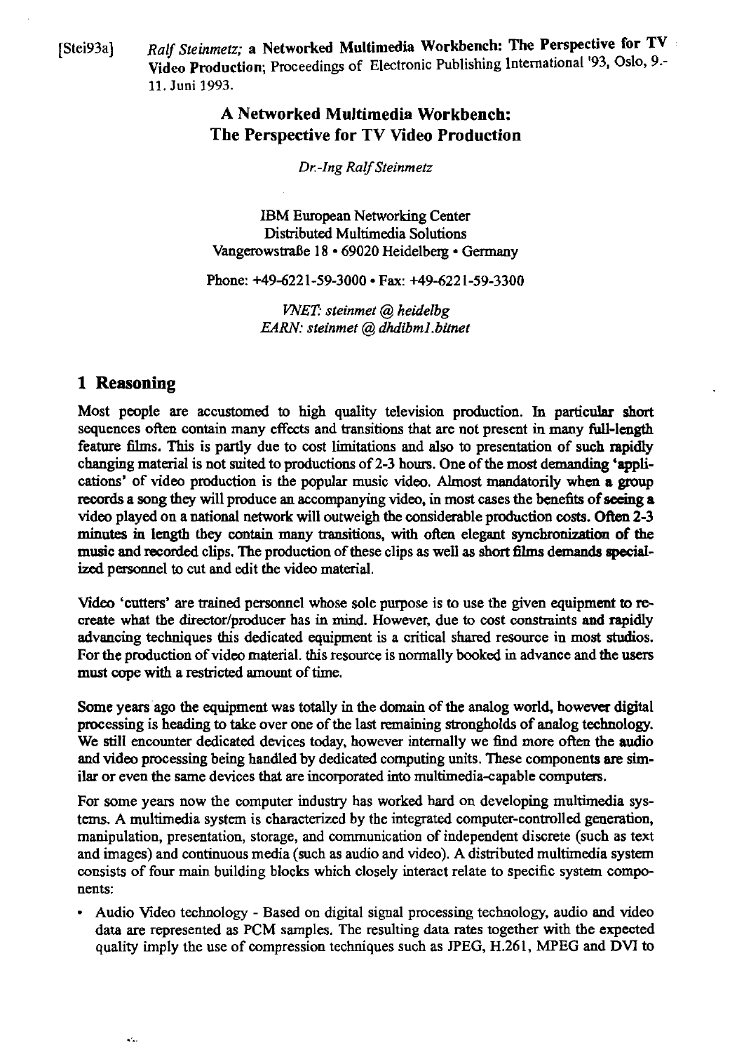[Stei93a] *Ralf Steinmetz;* **a Networked Multimedia Workbench: The Perspective for TV Video Production**; Proceedings of Electronic Publishing International '93, Oslo, 9.-11. Juni 1993.

# A Networked Multimedia Workbench: The Perspective for TV Video Production

*Dr.-Ing Ralf Steinmetz*

IBM European Networking Center
Distributed Multimedia Solutions
Vangerowstraße 18 • 69020 Heidelberg • Germany

Phone: +49-6221-59-3000 • Fax: +49-6221-59-3300

*VNET: steinmet @ heidelbg*
*EARN: steinmet @ dhdibm1.bitnet*

## 1 Reasoning

Most people are accustomed to high quality television production. In particular short sequences often contain many effects and transitions that are not present in many full-length feature films. This is partly due to cost limitations and also to presentation of such rapidly changing material is not suited to productions of 2-3 hours. One of the most demanding 'applications' of video production is the popular music video. Almost mandatorily when a group records a song they will produce an accompanying video, in most cases the benefits of seeing a video played on a national network will outweigh the considerable production costs. Often 2-3 minutes in length they contain many transitions, with often elegant synchronization of the music and recorded clips. The production of these clips as well as short films demands specialized personnel to cut and edit the video material.

Video 'cutters' are trained personnel whose sole purpose is to use the given equipment to recreate what the director/producer has in mind. However, due to cost constraints and rapidly advancing techniques this dedicated equipment is a critical shared resource in most studios. For the production of video material. this resource is normally booked in advance and the users must cope with a restricted amount of time.

Some years ago the equipment was totally in the domain of the analog world, however digital processing is heading to take over one of the last remaining strongholds of analog technology. We still encounter dedicated devices today, however internally we find more often the audio and video processing being handled by dedicated computing units. These components are similar or even the same devices that are incorporated into multimedia-capable computers.

For some years now the computer industry has worked hard on developing multimedia systems. A multimedia system is characterized by the integrated computer-controlled generation, manipulation, presentation, storage, and communication of independent discrete (such as text and images) and continuous media (such as audio and video). A distributed multimedia system consists of four main building blocks which closely interact relate to specific system components:

- Audio Video technology - Based on digital signal processing technology, audio and video data are represented as PCM samples. The resulting data rates together with the expected quality imply the use of compression techniques such as JPEG, H.261, MPEG and DVI to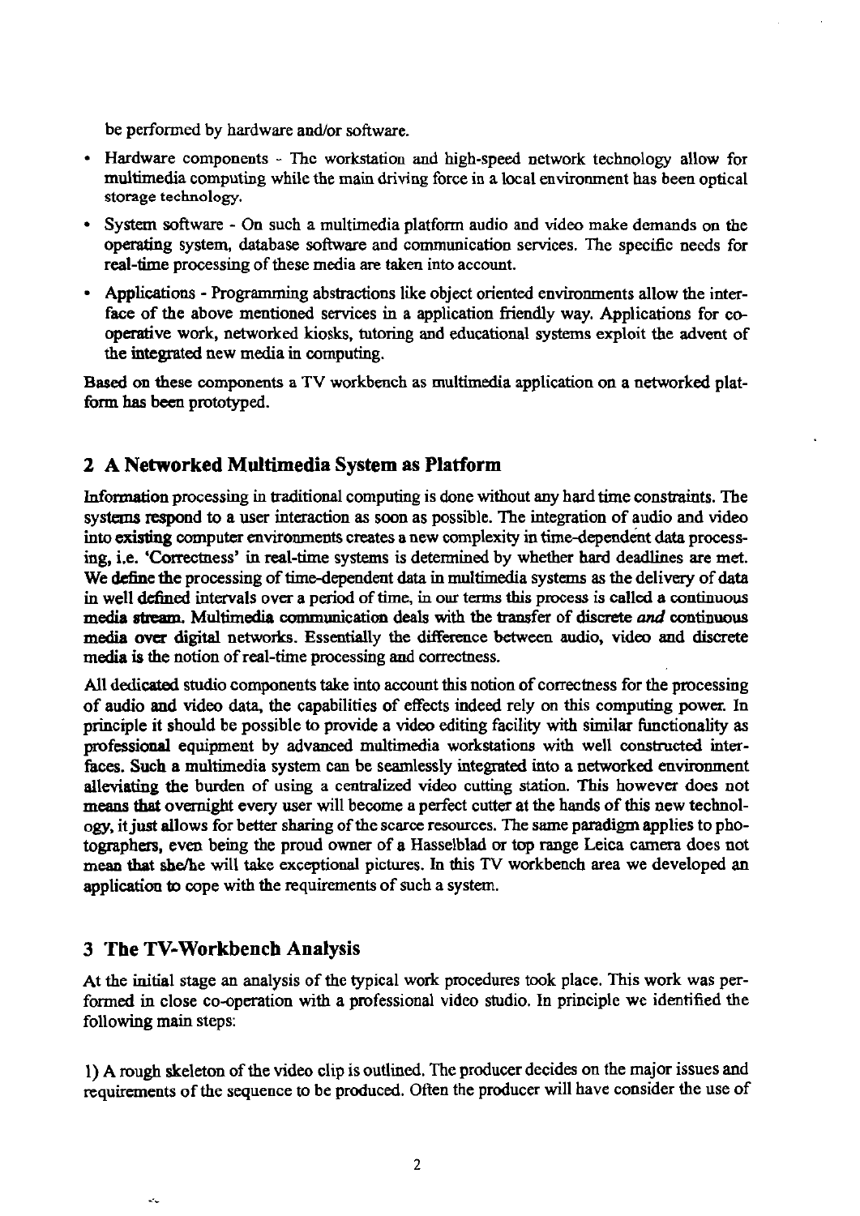be performed by hardware and/or software.

- Hardware components - The workstation and high-speed network technology allow for multimedia computing while the main driving force in a local environment has been optical storage technology.
- System software - On such a multimedia platform audio and video make demands on the operating system, database software and communication services. The specific needs for real-time processing of these media are taken into account.
- Applications - Programming abstractions like object oriented environments allow the interface of the above mentioned services in a application friendly way. Applications for co-operative work, networked kiosks, tutoring and educational systems exploit the advent of the integrated new media in computing.

Based on these components a TV workbench as multimedia application on a networked platform has been prototyped.

## 2 A Networked Multimedia System as Platform

Information processing in traditional computing is done without any hard time constraints. The systems respond to a user interaction as soon as possible. The integration of audio and video into existing computer environments creates a new complexity in time-dependent data processing, i.e. 'Correctness' in real-time systems is determined by whether hard deadlines are met. We define the processing of time-dependent data in multimedia systems as the delivery of data in well defined intervals over a period of time, in our terms this process is called a continuous media stream. Multimedia communication deals with the transfer of discrete *and* continuous media over digital networks. Essentially the difference between audio, video and discrete media is the notion of real-time processing and correctness.

All dedicated studio components take into account this notion of correctness for the processing of audio and video data, the capabilities of effects indeed rely on this computing power. In principle it should be possible to provide a video editing facility with similar functionality as professional equipment by advanced multimedia workstations with well constructed interfaces. Such a multimedia system can be seamlessly integrated into a networked environment alleviating the burden of using a centralized video cutting station. This however does not means that overnight every user will become a perfect cutter at the hands of this new technology, it just allows for better sharing of the scarce resources. The same paradigm applies to photographers, even being the proud owner of a Hasselblad or top range Leica camera does not mean that she/he will take exceptional pictures. In this TV workbench area we developed an application to cope with the requirements of such a system.

## 3 The TV-Workbench Analysis

At the initial stage an analysis of the typical work procedures took place. This work was performed in close co-operation with a professional video studio. In principle we identified the following main steps:

1) A rough skeleton of the video clip is outlined. The producer decides on the major issues and requirements of the sequence to be produced. Often the producer will have consider the use of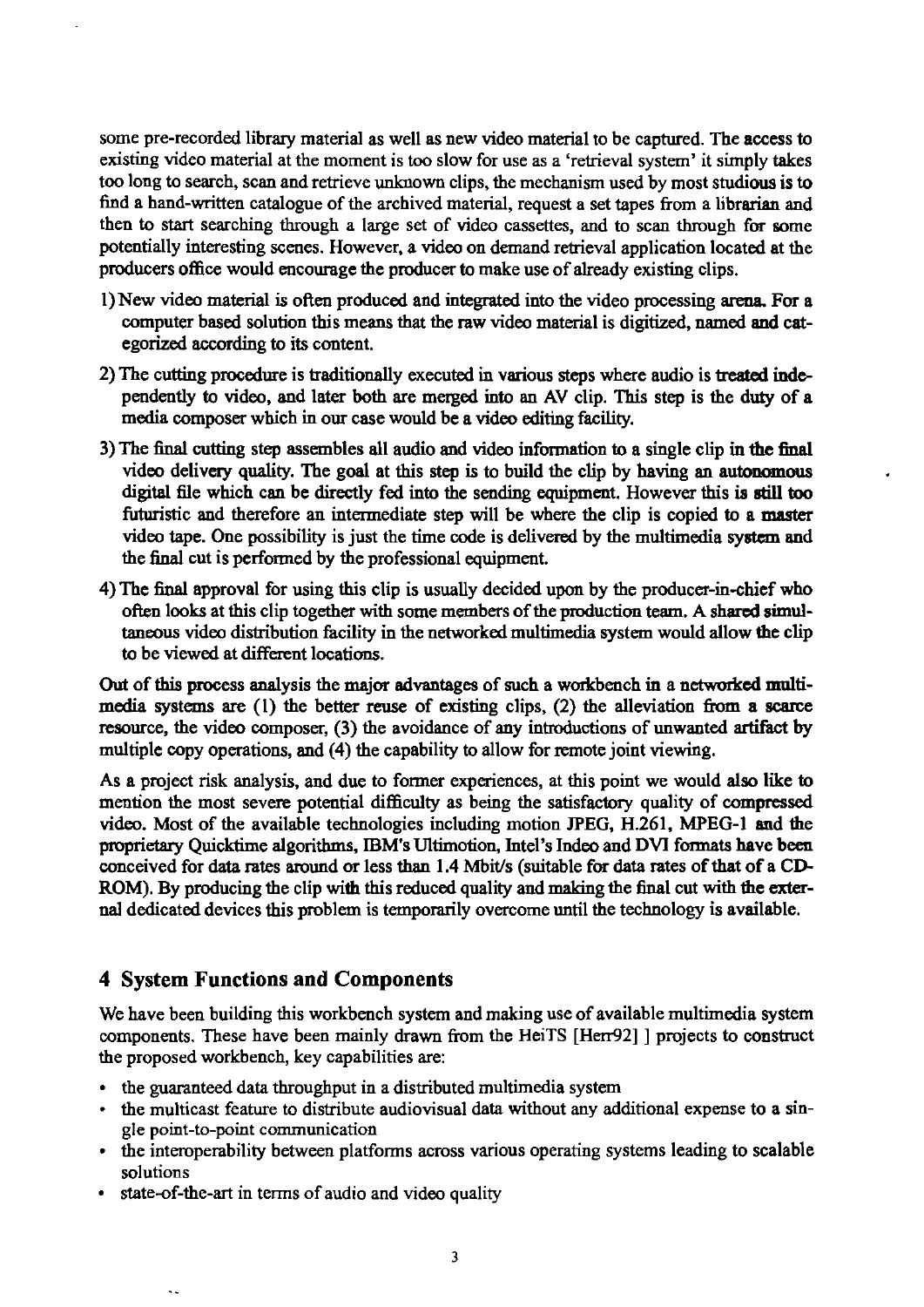some pre-recorded library material as well as new video material to be captured. The access to existing video material at the moment is too slow for use as a 'retrieval system' it simply takes too long to search, scan and retrieve unknown clips, the mechanism used by most studious is to find a hand-written catalogue of the archived material, request a set tapes from a librarian and then to start searching through a large set of video cassettes, and to scan through for some potentially interesting scenes. However, a video on demand retrieval application located at the producers office would encourage the producer to make use of already existing clips.

1) New video material is often produced and integrated into the video processing arena. For a computer based solution this means that the raw video material is digitized, named and categorized according to its content.
2) The cutting procedure is traditionally executed in various steps where audio is treated independently to video, and later both are merged into an AV clip. This step is the duty of a media composer which in our case would be a video editing facility.
3) The final cutting step assembles all audio and video information to a single clip in the final video delivery quality. The goal at this step is to build the clip by having an autonomous digital file which can be directly fed into the sending equipment. However this is still too futuristic and therefore an intermediate step will be where the clip is copied to a master video tape. One possibility is just the time code is delivered by the multimedia system and the final cut is performed by the professional equipment.
4) The final approval for using this clip is usually decided upon by the producer-in-chief who often looks at this clip together with some members of the production team. A shared simultaneous video distribution facility in the networked multimedia system would allow the clip to be viewed at different locations.

Out of this process analysis the major advantages of such a workbench in a networked multimedia systems are (1) the better reuse of existing clips, (2) the alleviation from a scarce resource, the video composer, (3) the avoidance of any introductions of unwanted artifact by multiple copy operations, and (4) the capability to allow for remote joint viewing.

As a project risk analysis, and due to former experiences, at this point we would also like to mention the most severe potential difficulty as being the satisfactory quality of compressed video. Most of the available technologies including motion JPEG, H.261, MPEG-1 and the proprietary Quicktime algorithms, IBM's Ultimotion, Intel's Indeo and DVI formats have been conceived for data rates around or less than 1.4 Mbit/s (suitable for data rates of that of a CD-ROM). By producing the clip with this reduced quality and making the final cut with the external dedicated devices this problem is temporarily overcome until the technology is available.

## 4 System Functions and Components

We have been building this workbench system and making use of available multimedia system components. These have been mainly drawn from the HeiTS [Herr92] ] projects to construct the proposed workbench, key capabilities are:

- the guaranteed data throughput in a distributed multimedia system
- the multicast feature to distribute audiovisual data without any additional expense to a single point-to-point communication
- the interoperability between platforms across various operating systems leading to scalable solutions
- state-of-the-art in terms of audio and video quality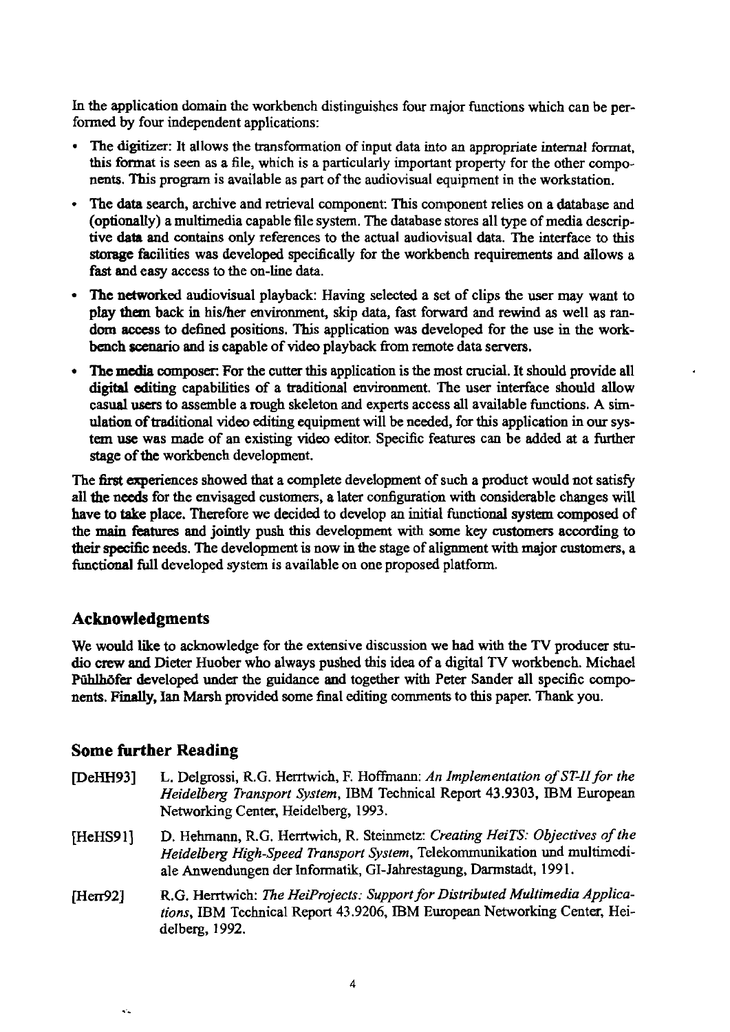In the application domain the workbench distinguishes four major functions which can be performed by four independent applications:

- The digitizer: It allows the transformation of input data into an appropriate internal format, this format is seen as a file, which is a particularly important property for the other components. This program is available as part of the audiovisual equipment in the workstation.
- The data search, archive and retrieval component: This component relies on a database and (optionally) a multimedia capable file system. The database stores all type of media descriptive data and contains only references to the actual audiovisual data. The interface to this storage facilities was developed specifically for the workbench requirements and allows a fast and easy access to the on-line data.
- The networked audiovisual playback: Having selected a set of clips the user may want to play them back in his/her environment, skip data, fast forward and rewind as well as random access to defined positions. This application was developed for the use in the workbench scenario and is capable of video playback from remote data servers.
- The media composer: For the cutter this application is the most crucial. It should provide all digital editing capabilities of a traditional environment. The user interface should allow casual users to assemble a rough skeleton and experts access all available functions. A simulation of traditional video editing equipment will be needed, for this application in our system use was made of an existing video editor. Specific features can be added at a further stage of the workbench development.

The first experiences showed that a complete development of such a product would not satisfy all the needs for the envisaged customers, a later configuration with considerable changes will have to take place. Therefore we decided to develop an initial functional system composed of the main features and jointly push this development with some key customers according to their specific needs. The development is now in the stage of alignment with major customers, a functional full developed system is available on one proposed platform.

## Acknowledgments

We would like to acknowledge for the extensive discussion we had with the TV producer studio crew and Dieter Huober who always pushed this idea of a digital TV workbench. Michael Pühlhöfer developed under the guidance and together with Peter Sander all specific components. Finally, Ian Marsh provided some final editing comments to this paper. Thank you.

## Some further Reading

[DeHH93] L. Delgrossi, R.G. Herrtwich, F. Hoffmann: *An Implementation of ST-II for the Heidelberg Transport System*, IBM Technical Report 43.9303, IBM European Networking Center, Heidelberg, 1993.

[HeHS91] D. Hehmann, R.G. Herrtwich, R. Steinmetz: *Creating HeiTS: Objectives of the Heidelberg High-Speed Transport System*, Telekommunikation und multimediale Anwendungen der Informatik, GI-Jahrestagung, Darmstadt, 1991.

[Herr92] R.G. Herrtwich: *The HeiProjects: Support for Distributed Multimedia Applications*, IBM Technical Report 43.9206, IBM European Networking Center, Heidelberg, 1992.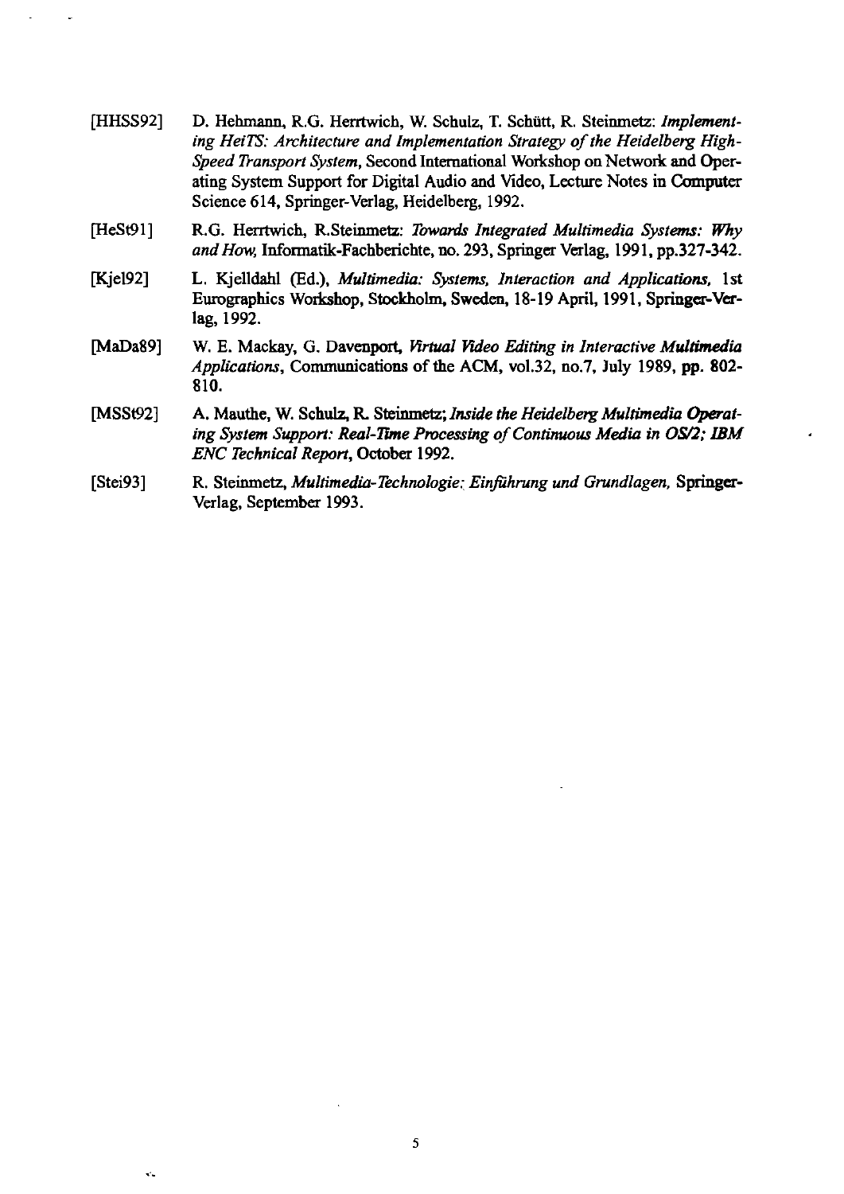[HHSS92] D. Hehmann, R.G. Herrtwich, W. Schulz, T. Schütt, R. Steinmetz: *Implementing HeiTS: Architecture and Implementation Strategy of the Heidelberg High-Speed Transport System*, Second International Workshop on Network and Operating System Support for Digital Audio and Video, Lecture Notes in Computer Science 614, Springer-Verlag, Heidelberg, 1992.

[HeSt91] R.G. Herrtwich, R.Steinmetz: *Towards Integrated Multimedia Systems: Why and How,* Informatik-Fachberichte, no. 293, Springer Verlag, 1991, pp.327-342.

[Kjel92] L. Kjelldahl (Ed.), *Multimedia: Systems, Interaction and Applications,* 1st Eurographics Workshop, Stockholm, Sweden, 18-19 April, 1991, Springer-Verlag, 1992.

[MaDa89] W. E. Mackay, G. Davenport, *Virtual Video Editing in Interactive Multimedia Applications*, Communications of the ACM, vol.32, no.7, July 1989, pp. 802-810.

[MSSt92] A. Mauthe, W. Schulz, R. Steinmetz; *Inside the Heidelberg Multimedia Operating System Support: Real-Time Processing of Continuous Media in OS/2; IBM ENC Technical Report*, October 1992.

[Stei93] R. Steinmetz, *Multimedia-Technologie: Einführung und Grundlagen,* Springer-Verlag, September 1993.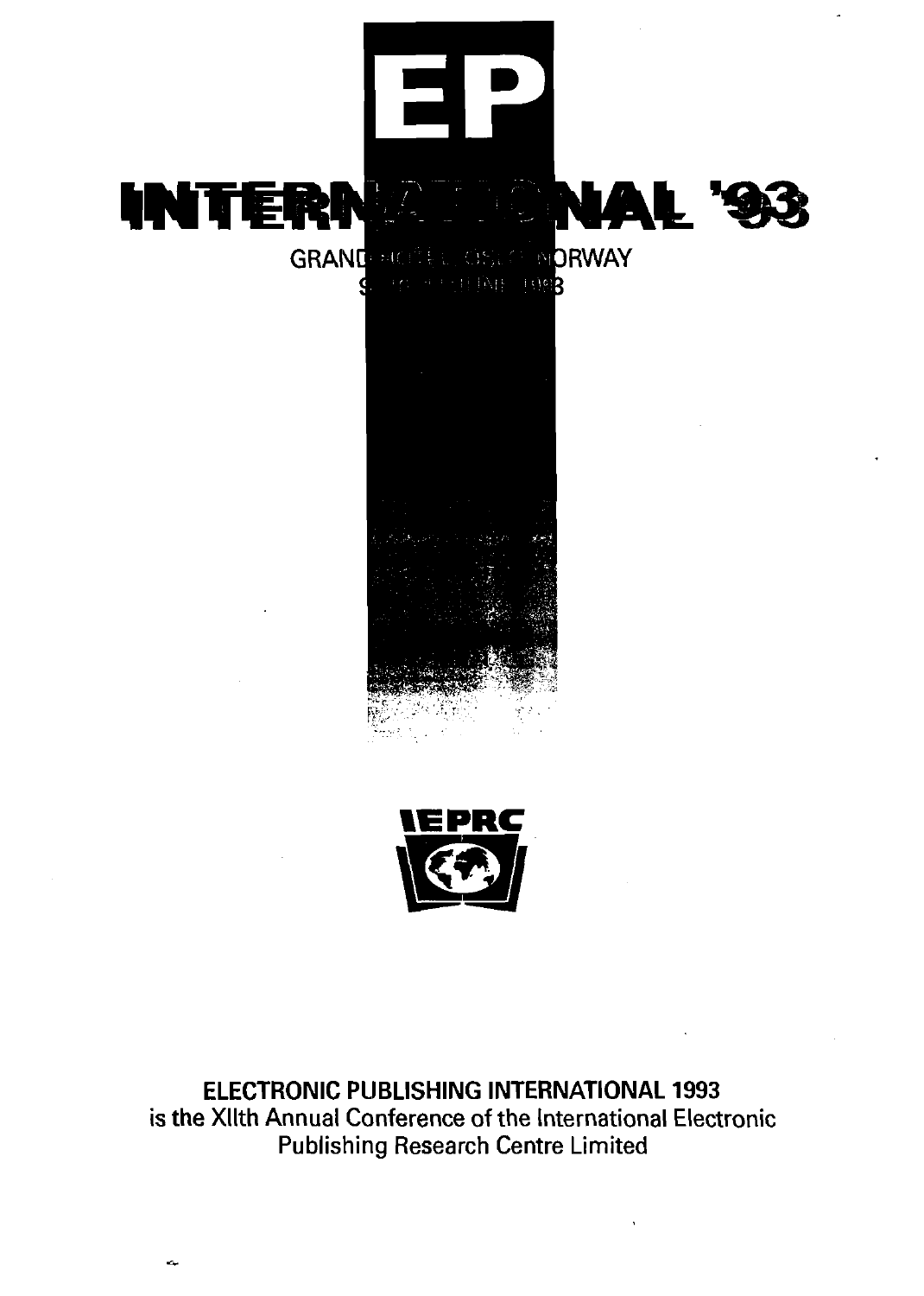# EP

# INTERNATIONAL '93

GRAND HOTEL OSLO NORWAY

IEPRC

**ELECTRONIC PUBLISHING INTERNATIONAL 1993**
is the XIIth Annual Conference of the International Electronic Publishing Research Centre Limited